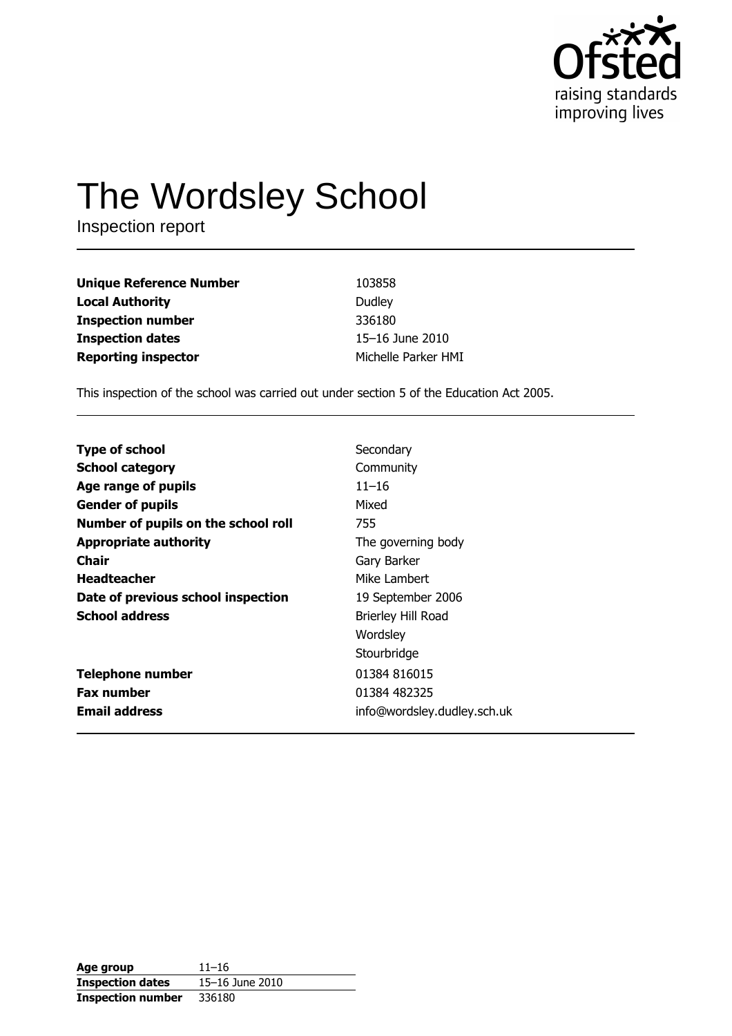# The Wordsley School

Inspection report

| | |
|---|---|
| **Unique Reference Number** | 103858 |
| **Local Authority** | Dudley |
| **Inspection number** | 336180 |
| **Inspection dates** | 15–16 June 2010 |
| **Reporting inspector** | Michelle Parker HMI |

This inspection of the school was carried out under section 5 of the Education Act 2005.

| | |
|---|---|
| **Type of school** | Secondary |
| **School category** | Community |
| **Age range of pupils** | 11–16 |
| **Gender of pupils** | Mixed |
| **Number of pupils on the school roll** | 755 |
| **Appropriate authority** | The governing body |
| **Chair** | Gary Barker |
| **Headteacher** | Mike Lambert |
| **Date of previous school inspection** | 19 September 2006 |
| **School address** | Brierley Hill Road<br>Wordsley<br>Stourbridge |
| **Telephone number** | 01384 816015 |
| **Fax number** | 01384 482325 |
| **Email address** | info@wordsley.dudley.sch.uk |

| | |
|---|---|
| **Age group** | 11–16 |
| **Inspection dates** | 15–16 June 2010 |
| **Inspection number** | 336180 |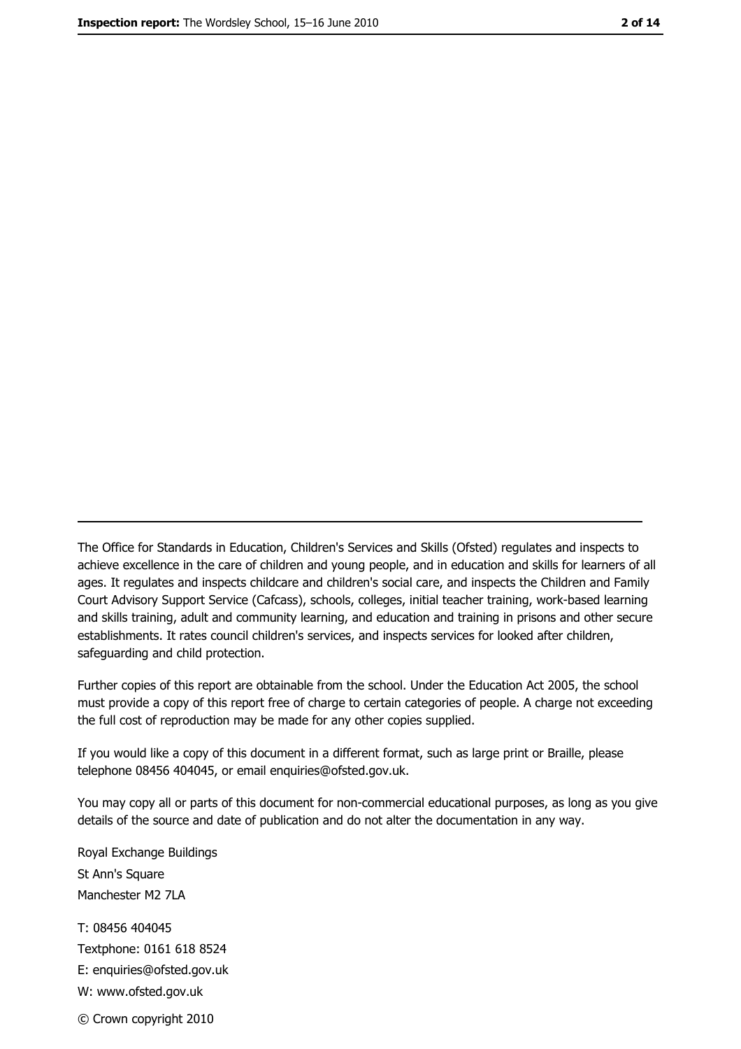---

The Office for Standards in Education, Children's Services and Skills (Ofsted) regulates and inspects to achieve excellence in the care of children and young people, and in education and skills for learners of all ages. It regulates and inspects childcare and children's social care, and inspects the Children and Family Court Advisory Support Service (Cafcass), schools, colleges, initial teacher training, work-based learning and skills training, adult and community learning, and education and training in prisons and other secure establishments. It rates council children's services, and inspects services for looked after children, safeguarding and child protection.

Further copies of this report are obtainable from the school. Under the Education Act 2005, the school must provide a copy of this report free of charge to certain categories of people. A charge not exceeding the full cost of reproduction may be made for any other copies supplied.

If you would like a copy of this document in a different format, such as large print or Braille, please telephone 08456 404045, or email enquiries@ofsted.gov.uk.

You may copy all or parts of this document for non-commercial educational purposes, as long as you give details of the source and date of publication and do not alter the documentation in any way.

Royal Exchange Buildings
St Ann's Square
Manchester M2 7LA

T: 08456 404045
Textphone: 0161 618 8524
E: enquiries@ofsted.gov.uk
W: www.ofsted.gov.uk

© Crown copyright 2010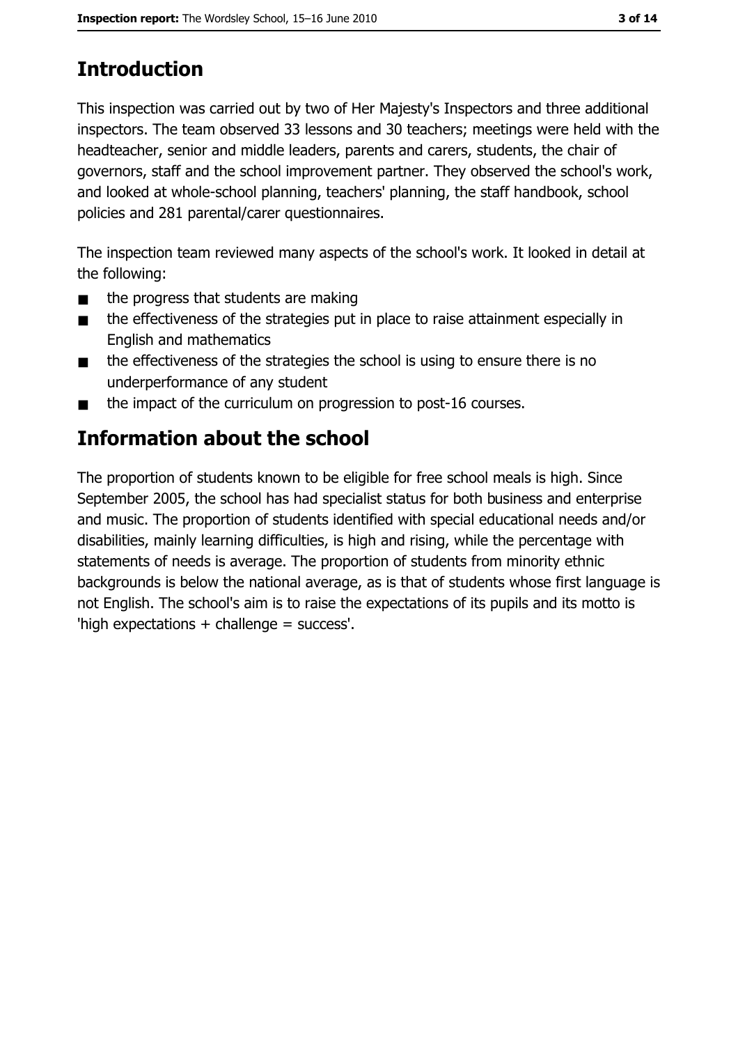## Introduction

This inspection was carried out by two of Her Majesty's Inspectors and three additional inspectors. The team observed 33 lessons and 30 teachers; meetings were held with the headteacher, senior and middle leaders, parents and carers, students, the chair of governors, staff and the school improvement partner. They observed the school's work, and looked at whole-school planning, teachers' planning, the staff handbook, school policies and 281 parental/carer questionnaires.

The inspection team reviewed many aspects of the school's work. It looked in detail at the following:

- the progress that students are making
- the effectiveness of the strategies put in place to raise attainment especially in English and mathematics
- the effectiveness of the strategies the school is using to ensure there is no underperformance of any student
- the impact of the curriculum on progression to post-16 courses.

## Information about the school

The proportion of students known to be eligible for free school meals is high. Since September 2005, the school has had specialist status for both business and enterprise and music. The proportion of students identified with special educational needs and/or disabilities, mainly learning difficulties, is high and rising, while the percentage with statements of needs is average. The proportion of students from minority ethnic backgrounds is below the national average, as is that of students whose first language is not English. The school's aim is to raise the expectations of its pupils and its motto is 'high expectations + challenge = success'.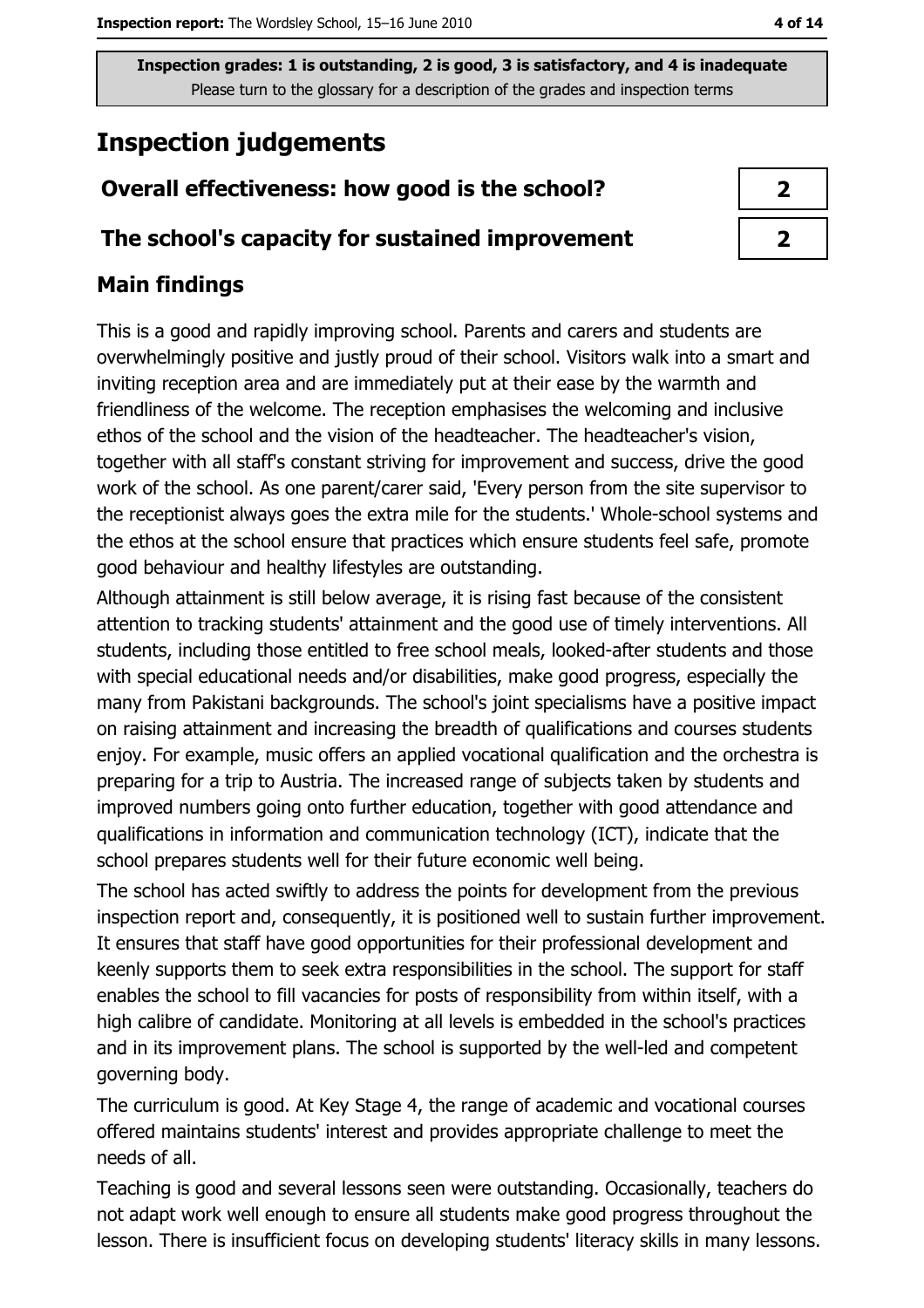Inspection grades: 1 is outstanding, 2 is good, 3 is satisfactory, and 4 is inadequate
Please turn to the glossary for a description of the grades and inspection terms

# Inspection judgements

| Overall effectiveness: how good is the school? | 2 |
| --- | --- |
| The school's capacity for sustained improvement | 2 |

## Main findings

This is a good and rapidly improving school. Parents and carers and students are overwhelmingly positive and justly proud of their school. Visitors walk into a smart and inviting reception area and are immediately put at their ease by the warmth and friendliness of the welcome. The reception emphasises the welcoming and inclusive ethos of the school and the vision of the headteacher. The headteacher's vision, together with all staff's constant striving for improvement and success, drive the good work of the school. As one parent/carer said, 'Every person from the site supervisor to the receptionist always goes the extra mile for the students.' Whole-school systems and the ethos at the school ensure that practices which ensure students feel safe, promote good behaviour and healthy lifestyles are outstanding.

Although attainment is still below average, it is rising fast because of the consistent attention to tracking students' attainment and the good use of timely interventions. All students, including those entitled to free school meals, looked-after students and those with special educational needs and/or disabilities, make good progress, especially the many from Pakistani backgrounds. The school's joint specialisms have a positive impact on raising attainment and increasing the breadth of qualifications and courses students enjoy. For example, music offers an applied vocational qualification and the orchestra is preparing for a trip to Austria. The increased range of subjects taken by students and improved numbers going onto further education, together with good attendance and qualifications in information and communication technology (ICT), indicate that the school prepares students well for their future economic well being.

The school has acted swiftly to address the points for development from the previous inspection report and, consequently, it is positioned well to sustain further improvement. It ensures that staff have good opportunities for their professional development and keenly supports them to seek extra responsibilities in the school. The support for staff enables the school to fill vacancies for posts of responsibility from within itself, with a high calibre of candidate. Monitoring at all levels is embedded in the school's practices and in its improvement plans. The school is supported by the well-led and competent governing body.

The curriculum is good. At Key Stage 4, the range of academic and vocational courses offered maintains students' interest and provides appropriate challenge to meet the needs of all.

Teaching is good and several lessons seen were outstanding. Occasionally, teachers do not adapt work well enough to ensure all students make good progress throughout the lesson. There is insufficient focus on developing students' literacy skills in many lessons.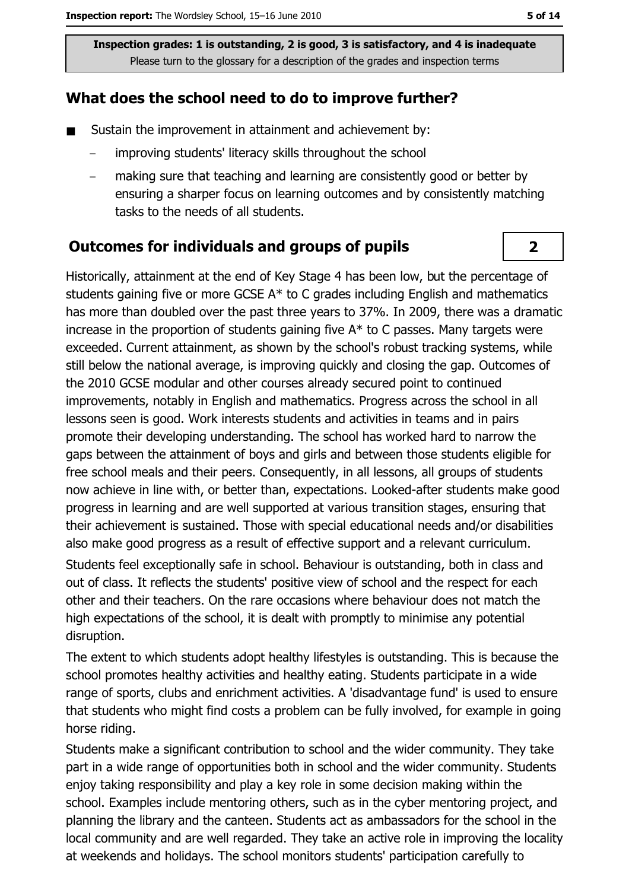Inspection grades: 1 is outstanding, 2 is good, 3 is satisfactory, and 4 is inadequate
Please turn to the glossary for a description of the grades and inspection terms

## What does the school need to do to improve further?

- Sustain the improvement in attainment and achievement by:
  - improving students' literacy skills throughout the school
  - making sure that teaching and learning are consistently good or better by ensuring a sharper focus on learning outcomes and by consistently matching tasks to the needs of all students.

## Outcomes for individuals and groups of pupils — 2

Historically, attainment at the end of Key Stage 4 has been low, but the percentage of students gaining five or more GCSE A* to C grades including English and mathematics has more than doubled over the past three years to 37%. In 2009, there was a dramatic increase in the proportion of students gaining five A* to C passes. Many targets were exceeded. Current attainment, as shown by the school's robust tracking systems, while still below the national average, is improving quickly and closing the gap. Outcomes of the 2010 GCSE modular and other courses already secured point to continued improvements, notably in English and mathematics. Progress across the school in all lessons seen is good. Work interests students and activities in teams and in pairs promote their developing understanding. The school has worked hard to narrow the gaps between the attainment of boys and girls and between those students eligible for free school meals and their peers. Consequently, in all lessons, all groups of students now achieve in line with, or better than, expectations. Looked-after students make good progress in learning and are well supported at various transition stages, ensuring that their achievement is sustained. Those with special educational needs and/or disabilities also make good progress as a result of effective support and a relevant curriculum.

Students feel exceptionally safe in school. Behaviour is outstanding, both in class and out of class. It reflects the students' positive view of school and the respect for each other and their teachers. On the rare occasions where behaviour does not match the high expectations of the school, it is dealt with promptly to minimise any potential disruption.

The extent to which students adopt healthy lifestyles is outstanding. This is because the school promotes healthy activities and healthy eating. Students participate in a wide range of sports, clubs and enrichment activities. A 'disadvantage fund' is used to ensure that students who might find costs a problem can be fully involved, for example in going horse riding.

Students make a significant contribution to school and the wider community. They take part in a wide range of opportunities both in school and the wider community. Students enjoy taking responsibility and play a key role in some decision making within the school. Examples include mentoring others, such as in the cyber mentoring project, and planning the library and the canteen. Students act as ambassadors for the school in the local community and are well regarded. They take an active role in improving the locality at weekends and holidays. The school monitors students' participation carefully to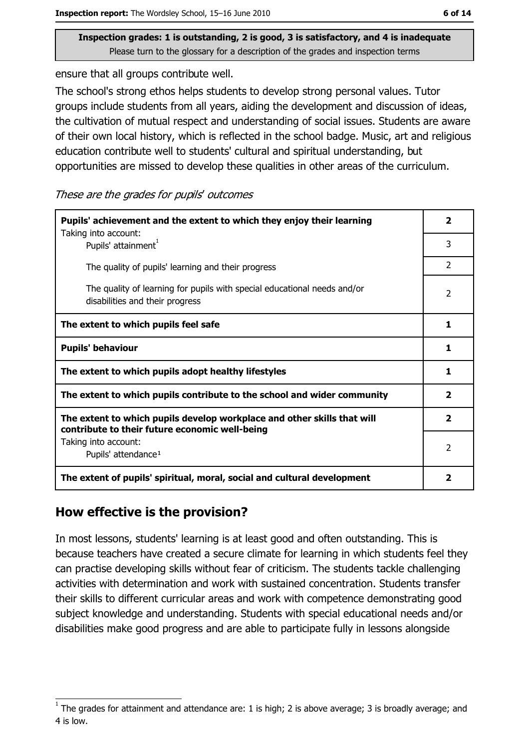Inspection grades: 1 is outstanding, 2 is good, 3 is satisfactory, and 4 is inadequate
Please turn to the glossary for a description of the grades and inspection terms

ensure that all groups contribute well.

The school's strong ethos helps students to develop strong personal values. Tutor groups include students from all years, aiding the development and discussion of ideas, the cultivation of mutual respect and understanding of social issues. Students are aware of their own local history, which is reflected in the school badge. Music, art and religious education contribute well to students' cultural and spiritual understanding, but opportunities are missed to develop these qualities in other areas of the curriculum.

*These are the grades for pupils' outcomes*

| | |
|---|---|
| **Pupils' achievement and the extent to which they enjoy their learning** | **2** |
| Taking into account: Pupils' attainment[1] | 3 |
| The quality of pupils' learning and their progress | 2 |
| The quality of learning for pupils with special educational needs and/or disabilities and their progress | 2 |
| **The extent to which pupils feel safe** | **1** |
| **Pupils' behaviour** | **1** |
| **The extent to which pupils adopt healthy lifestyles** | **1** |
| **The extent to which pupils contribute to the school and wider community** | **2** |
| **The extent to which pupils develop workplace and other skills that will contribute to their future economic well-being** | **2** |
| Taking into account: Pupils' attendance[1] | 2 |
| **The extent of pupils' spiritual, moral, social and cultural development** | **2** |

## How effective is the provision?

In most lessons, students' learning is at least good and often outstanding. This is because teachers have created a secure climate for learning in which students feel they can practise developing skills without fear of criticism. The students tackle challenging activities with determination and work with sustained concentration. Students transfer their skills to different curricular areas and work with competence demonstrating good subject knowledge and understanding. Students with special educational needs and/or disabilities make good progress and are able to participate fully in lessons alongside

[1] The grades for attainment and attendance are: 1 is high; 2 is above average; 3 is broadly average; and 4 is low.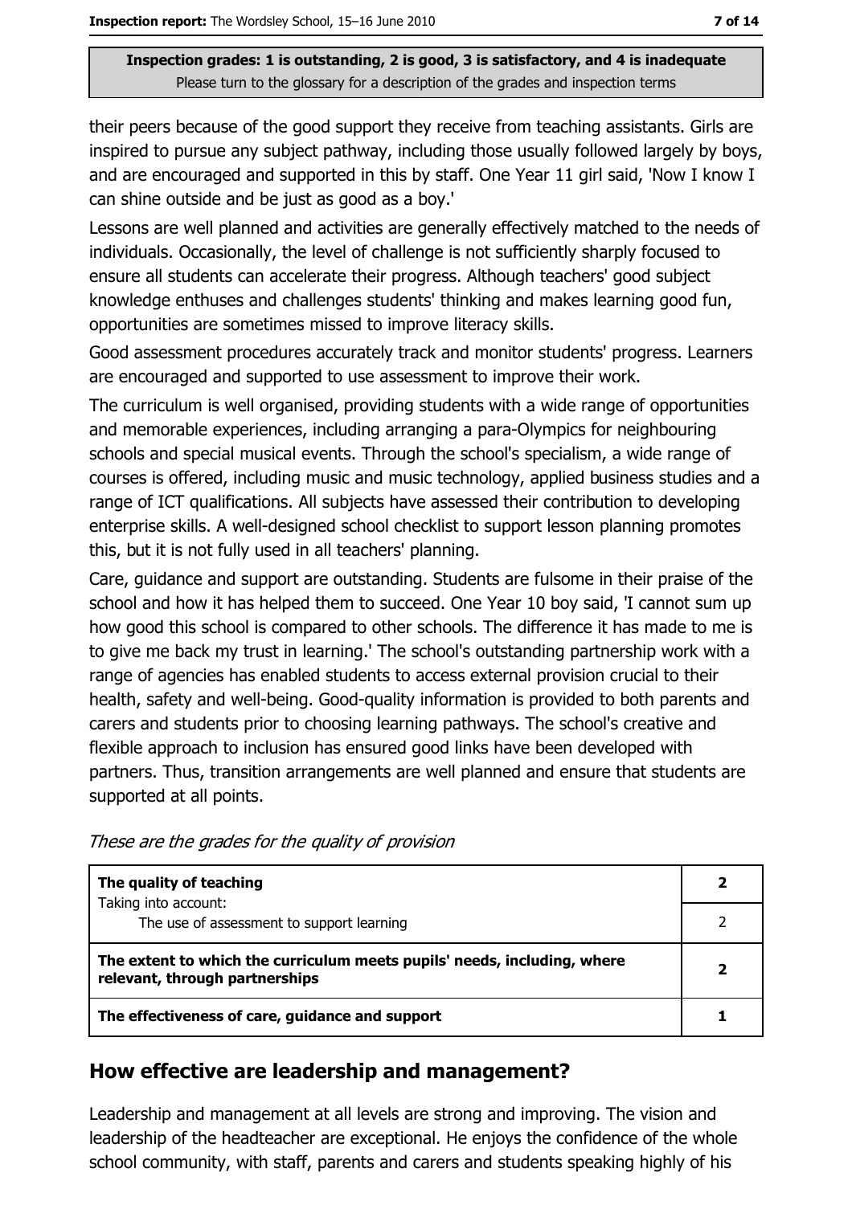their peers because of the good support they receive from teaching assistants. Girls are inspired to pursue any subject pathway, including those usually followed largely by boys, and are encouraged and supported in this by staff. One Year 11 girl said, 'Now I know I can shine outside and be just as good as a boy.'

Lessons are well planned and activities are generally effectively matched to the needs of individuals. Occasionally, the level of challenge is not sufficiently sharply focused to ensure all students can accelerate their progress. Although teachers' good subject knowledge enthuses and challenges students' thinking and makes learning good fun, opportunities are sometimes missed to improve literacy skills.

Good assessment procedures accurately track and monitor students' progress. Learners are encouraged and supported to use assessment to improve their work.

The curriculum is well organised, providing students with a wide range of opportunities and memorable experiences, including arranging a para-Olympics for neighbouring schools and special musical events. Through the school's specialism, a wide range of courses is offered, including music and music technology, applied business studies and a range of ICT qualifications. All subjects have assessed their contribution to developing enterprise skills. A well-designed school checklist to support lesson planning promotes this, but it is not fully used in all teachers' planning.

Care, guidance and support are outstanding. Students are fulsome in their praise of the school and how it has helped them to succeed. One Year 10 boy said, 'I cannot sum up how good this school is compared to other schools. The difference it has made to me is to give me back my trust in learning.' The school's outstanding partnership work with a range of agencies has enabled students to access external provision crucial to their health, safety and well-being. Good-quality information is provided to both parents and carers and students prior to choosing learning pathways. The school's creative and flexible approach to inclusion has ensured good links have been developed with partners. Thus, transition arrangements are well planned and ensure that students are supported at all points.

*These are the grades for the quality of provision*

| | |
|---|---|
| **The quality of teaching**<br>Taking into account: | **2** |
| The use of assessment to support learning | 2 |
| **The extent to which the curriculum meets pupils' needs, including, where relevant, through partnerships** | **2** |
| **The effectiveness of care, guidance and support** | **1** |

## How effective are leadership and management?

Leadership and management at all levels are strong and improving. The vision and leadership of the headteacher are exceptional. He enjoys the confidence of the whole school community, with staff, parents and carers and students speaking highly of his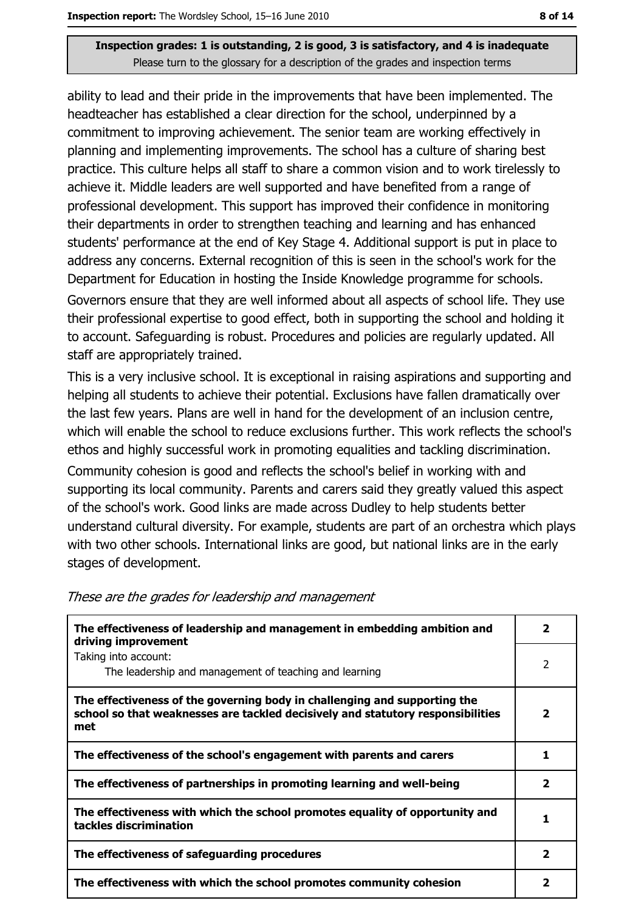**Inspection grades: 1 is outstanding, 2 is good, 3 is satisfactory, and 4 is inadequate**
Please turn to the glossary for a description of the grades and inspection terms

ability to lead and their pride in the improvements that have been implemented. The headteacher has established a clear direction for the school, underpinned by a commitment to improving achievement. The senior team are working effectively in planning and implementing improvements. The school has a culture of sharing best practice. This culture helps all staff to share a common vision and to work tirelessly to achieve it. Middle leaders are well supported and have benefited from a range of professional development. This support has improved their confidence in monitoring their departments in order to strengthen teaching and learning and has enhanced students' performance at the end of Key Stage 4. Additional support is put in place to address any concerns. External recognition of this is seen in the school's work for the Department for Education in hosting the Inside Knowledge programme for schools.

Governors ensure that they are well informed about all aspects of school life. They use their professional expertise to good effect, both in supporting the school and holding it to account. Safeguarding is robust. Procedures and policies are regularly updated. All staff are appropriately trained.

This is a very inclusive school. It is exceptional in raising aspirations and supporting and helping all students to achieve their potential. Exclusions have fallen dramatically over the last few years. Plans are well in hand for the development of an inclusion centre, which will enable the school to reduce exclusions further. This work reflects the school's ethos and highly successful work in promoting equalities and tackling discrimination.

Community cohesion is good and reflects the school's belief in working with and supporting its local community. Parents and carers said they greatly valued this aspect of the school's work. Good links are made across Dudley to help students better understand cultural diversity. For example, students are part of an orchestra which plays with two other schools. International links are good, but national links are in the early stages of development.

*These are the grades for leadership and management*

| | |
|---|---|
| **The effectiveness of leadership and management in embedding ambition and driving improvement** | **2** |
| Taking into account: The leadership and management of teaching and learning | 2 |
| **The effectiveness of the governing body in challenging and supporting the school so that weaknesses are tackled decisively and statutory responsibilities met** | **2** |
| **The effectiveness of the school's engagement with parents and carers** | **1** |
| **The effectiveness of partnerships in promoting learning and well-being** | **2** |
| **The effectiveness with which the school promotes equality of opportunity and tackles discrimination** | **1** |
| **The effectiveness of safeguarding procedures** | **2** |
| **The effectiveness with which the school promotes community cohesion** | **2** |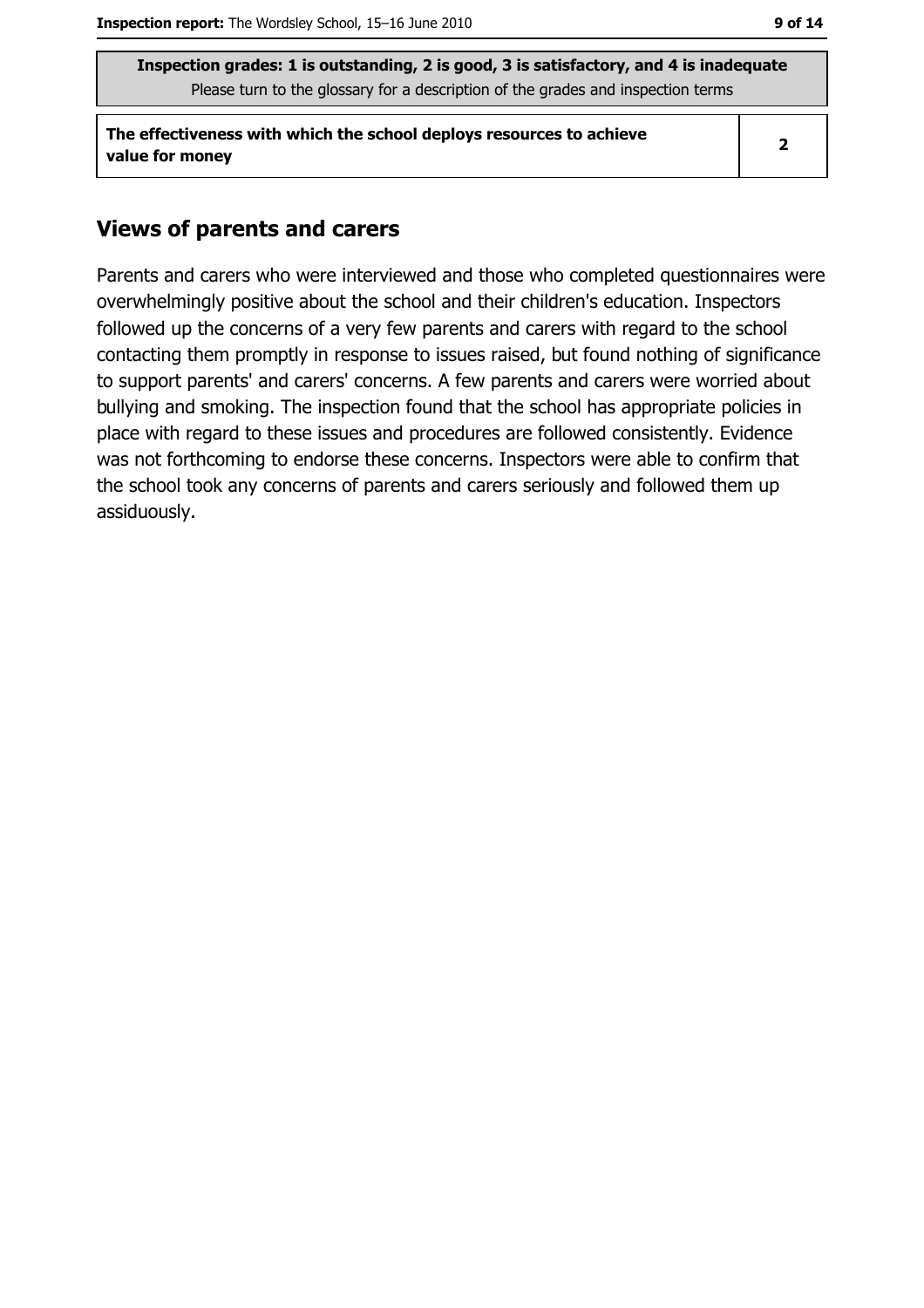| Inspection grades: 1 is outstanding, 2 is good, 3 is satisfactory, and 4 is inadequate<br>Please turn to the glossary for a description of the grades and inspection terms | |
|---|---|
| **The effectiveness with which the school deploys resources to achieve value for money** | **2** |

## Views of parents and carers

Parents and carers who were interviewed and those who completed questionnaires were overwhelmingly positive about the school and their children's education. Inspectors followed up the concerns of a very few parents and carers with regard to the school contacting them promptly in response to issues raised, but found nothing of significance to support parents' and carers' concerns. A few parents and carers were worried about bullying and smoking. The inspection found that the school has appropriate policies in place with regard to these issues and procedures are followed consistently. Evidence was not forthcoming to endorse these concerns. Inspectors were able to confirm that the school took any concerns of parents and carers seriously and followed them up assiduously.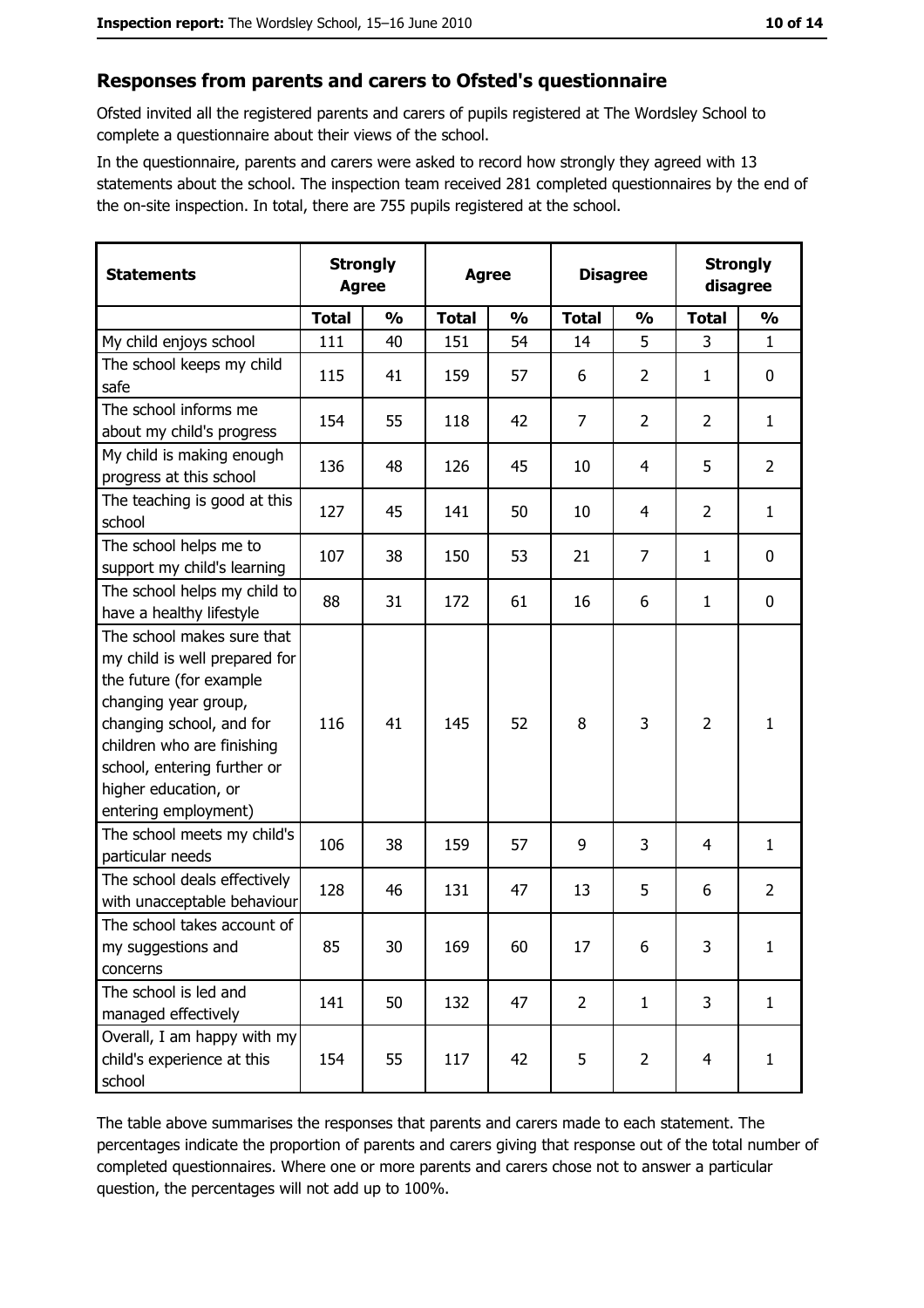## Responses from parents and carers to Ofsted's questionnaire

Ofsted invited all the registered parents and carers of pupils registered at The Wordsley School to complete a questionnaire about their views of the school.

In the questionnaire, parents and carers were asked to record how strongly they agreed with 13 statements about the school. The inspection team received 281 completed questionnaires by the end of the on-site inspection. In total, there are 755 pupils registered at the school.

| Statements | Strongly Agree | | Agree | | Disagree | | Strongly disagree | |
|---|---|---|---|---|---|---|---|---|
| | Total | % | Total | % | Total | % | Total | % |
| My child enjoys school | 111 | 40 | 151 | 54 | 14 | 5 | 3 | 1 |
| The school keeps my child safe | 115 | 41 | 159 | 57 | 6 | 2 | 1 | 0 |
| The school informs me about my child's progress | 154 | 55 | 118 | 42 | 7 | 2 | 2 | 1 |
| My child is making enough progress at this school | 136 | 48 | 126 | 45 | 10 | 4 | 5 | 2 |
| The teaching is good at this school | 127 | 45 | 141 | 50 | 10 | 4 | 2 | 1 |
| The school helps me to support my child's learning | 107 | 38 | 150 | 53 | 21 | 7 | 1 | 0 |
| The school helps my child to have a healthy lifestyle | 88 | 31 | 172 | 61 | 16 | 6 | 1 | 0 |
| The school makes sure that my child is well prepared for the future (for example changing year group, changing school, and for children who are finishing school, entering further or higher education, or entering employment) | 116 | 41 | 145 | 52 | 8 | 3 | 2 | 1 |
| The school meets my child's particular needs | 106 | 38 | 159 | 57 | 9 | 3 | 4 | 1 |
| The school deals effectively with unacceptable behaviour | 128 | 46 | 131 | 47 | 13 | 5 | 6 | 2 |
| The school takes account of my suggestions and concerns | 85 | 30 | 169 | 60 | 17 | 6 | 3 | 1 |
| The school is led and managed effectively | 141 | 50 | 132 | 47 | 2 | 1 | 3 | 1 |
| Overall, I am happy with my child's experience at this school | 154 | 55 | 117 | 42 | 5 | 2 | 4 | 1 |

The table above summarises the responses that parents and carers made to each statement. The percentages indicate the proportion of parents and carers giving that response out of the total number of completed questionnaires. Where one or more parents and carers chose not to answer a particular question, the percentages will not add up to 100%.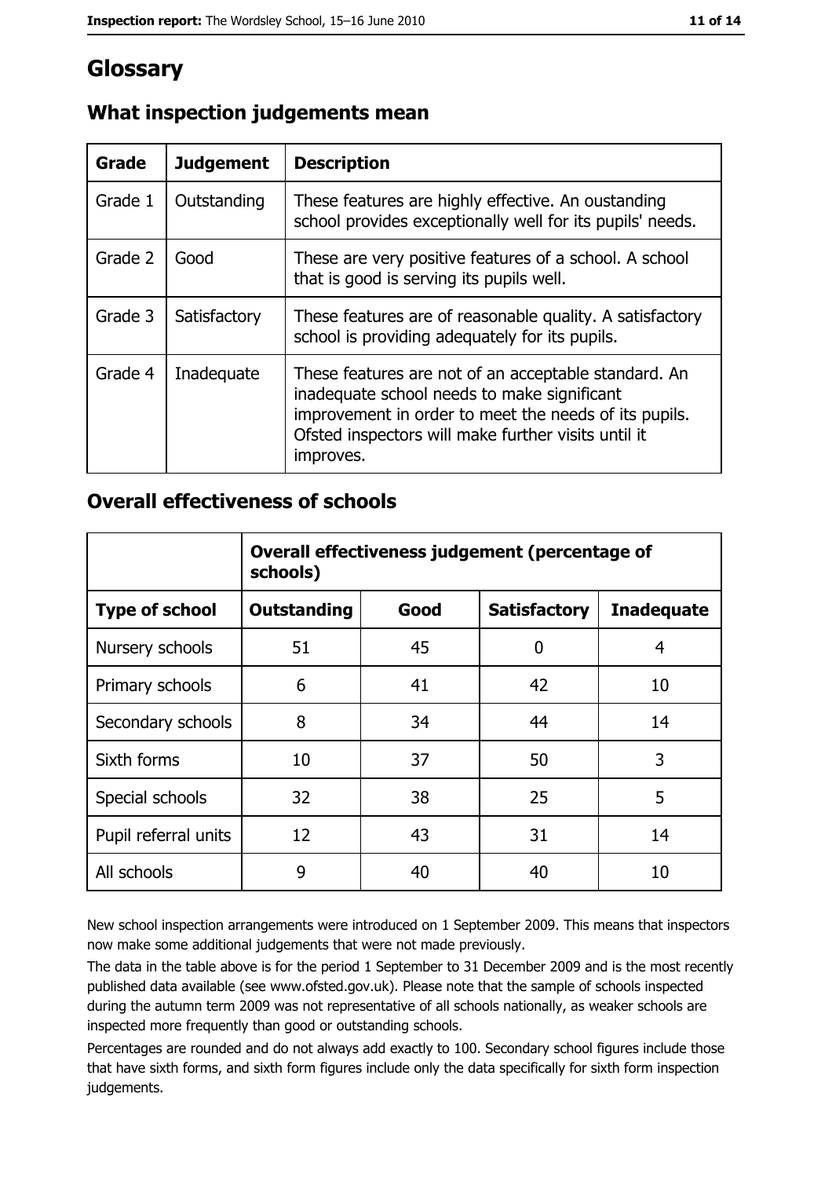# Glossary

## What inspection judgements mean

| Grade | Judgement | Description |
|---|---|---|
| Grade 1 | Outstanding | These features are highly effective. An oustanding school provides exceptionally well for its pupils' needs. |
| Grade 2 | Good | These are very positive features of a school. A school that is good is serving its pupils well. |
| Grade 3 | Satisfactory | These features are of reasonable quality. A satisfactory school is providing adequately for its pupils. |
| Grade 4 | Inadequate | These features are not of an acceptable standard. An inadequate school needs to make significant improvement in order to meet the needs of its pupils. Ofsted inspectors will make further visits until it improves. |

## Overall effectiveness of schools

| | Overall effectiveness judgement (percentage of schools) | | | |
|---|---|---|---|---|
| **Type of school** | **Outstanding** | **Good** | **Satisfactory** | **Inadequate** |
| Nursery schools | 51 | 45 | 0 | 4 |
| Primary schools | 6 | 41 | 42 | 10 |
| Secondary schools | 8 | 34 | 44 | 14 |
| Sixth forms | 10 | 37 | 50 | 3 |
| Special schools | 32 | 38 | 25 | 5 |
| Pupil referral units | 12 | 43 | 31 | 14 |
| All schools | 9 | 40 | 40 | 10 |

New school inspection arrangements were introduced on 1 September 2009. This means that inspectors now make some additional judgements that were not made previously.

The data in the table above is for the period 1 September to 31 December 2009 and is the most recently published data available (see www.ofsted.gov.uk). Please note that the sample of schools inspected during the autumn term 2009 was not representative of all schools nationally, as weaker schools are inspected more frequently than good or outstanding schools.

Percentages are rounded and do not always add exactly to 100. Secondary school figures include those that have sixth forms, and sixth form figures include only the data specifically for sixth form inspection judgements.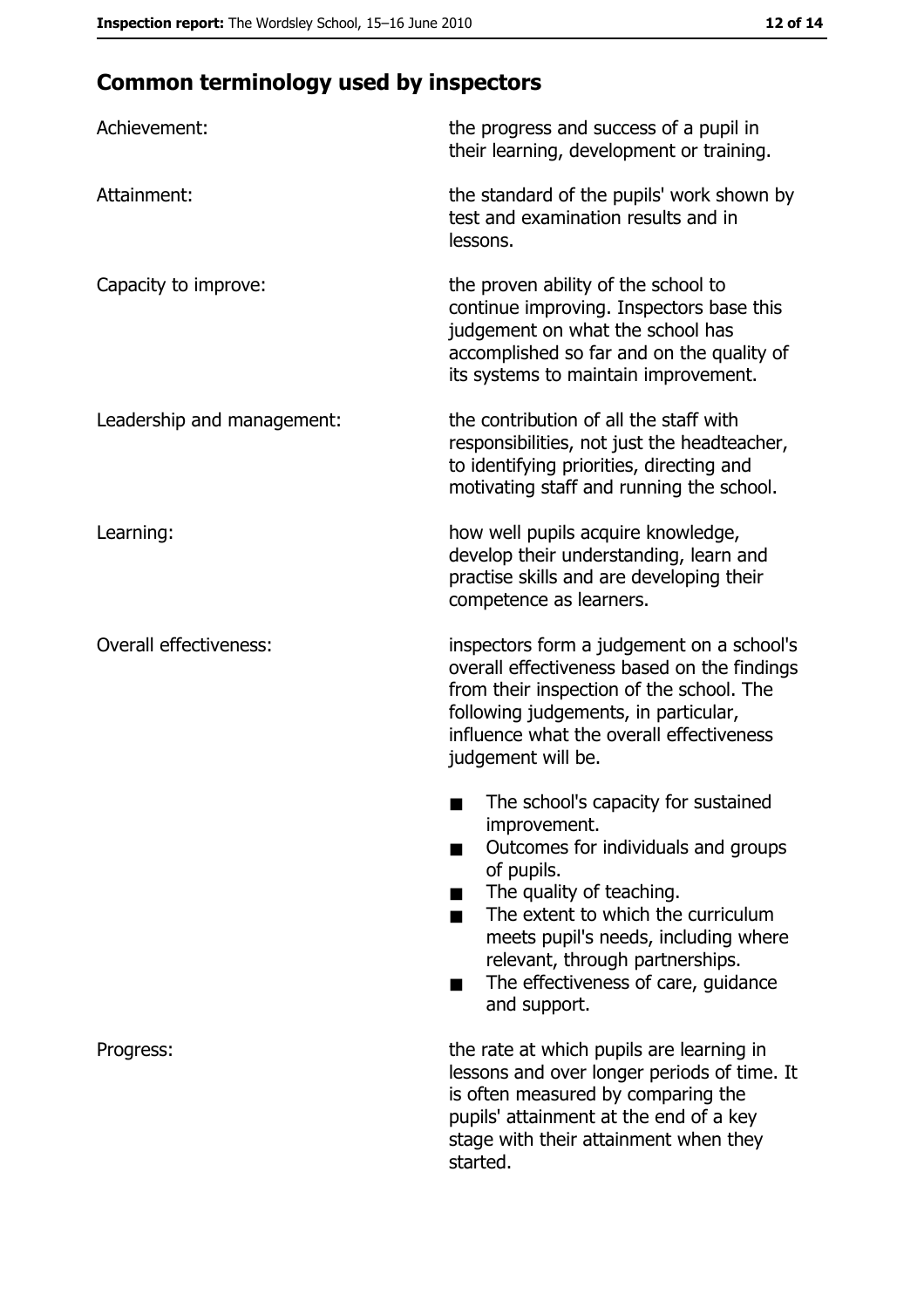## Common terminology used by inspectors

| | |
|---|---|
| Achievement: | the progress and success of a pupil in their learning, development or training. |
| Attainment: | the standard of the pupils' work shown by test and examination results and in lessons. |
| Capacity to improve: | the proven ability of the school to continue improving. Inspectors base this judgement on what the school has accomplished so far and on the quality of its systems to maintain improvement. |
| Leadership and management: | the contribution of all the staff with responsibilities, not just the headteacher, to identifying priorities, directing and motivating staff and running the school. |
| Learning: | how well pupils acquire knowledge, develop their understanding, learn and practise skills and are developing their competence as learners. |
| Overall effectiveness: | inspectors form a judgement on a school's overall effectiveness based on the findings from their inspection of the school. The following judgements, in particular, influence what the overall effectiveness judgement will be. <br>■ The school's capacity for sustained improvement.<br>■ Outcomes for individuals and groups of pupils.<br>■ The quality of teaching.<br>■ The extent to which the curriculum meets pupil's needs, including where relevant, through partnerships.<br>■ The effectiveness of care, guidance and support. |
| Progress: | the rate at which pupils are learning in lessons and over longer periods of time. It is often measured by comparing the pupils' attainment at the end of a key stage with their attainment when they started. |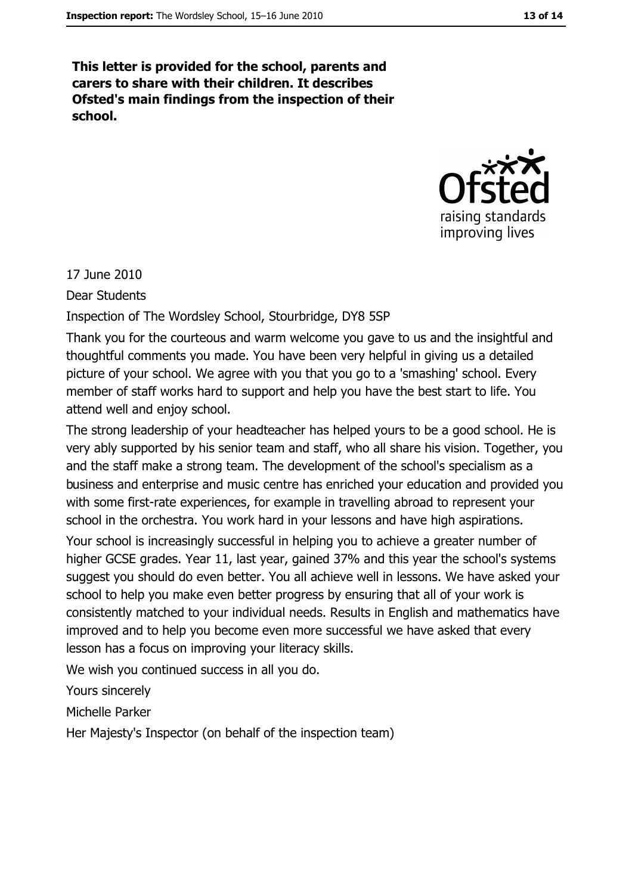**This letter is provided for the school, parents and carers to share with their children. It describes Ofsted's main findings from the inspection of their school.**

17 June 2010

Dear Students

Inspection of The Wordsley School, Stourbridge, DY8 5SP

Thank you for the courteous and warm welcome you gave to us and the insightful and thoughtful comments you made. You have been very helpful in giving us a detailed picture of your school. We agree with you that you go to a 'smashing' school. Every member of staff works hard to support and help you have the best start to life. You attend well and enjoy school.

The strong leadership of your headteacher has helped yours to be a good school. He is very ably supported by his senior team and staff, who all share his vision. Together, you and the staff make a strong team. The development of the school's specialism as a business and enterprise and music centre has enriched your education and provided you with some first-rate experiences, for example in travelling abroad to represent your school in the orchestra. You work hard in your lessons and have high aspirations.

Your school is increasingly successful in helping you to achieve a greater number of higher GCSE grades. Year 11, last year, gained 37% and this year the school's systems suggest you should do even better. You all achieve well in lessons. We have asked your school to help you make even better progress by ensuring that all of your work is consistently matched to your individual needs. Results in English and mathematics have improved and to help you become even more successful we have asked that every lesson has a focus on improving your literacy skills.

We wish you continued success in all you do.

Yours sincerely

Michelle Parker

Her Majesty's Inspector (on behalf of the inspection team)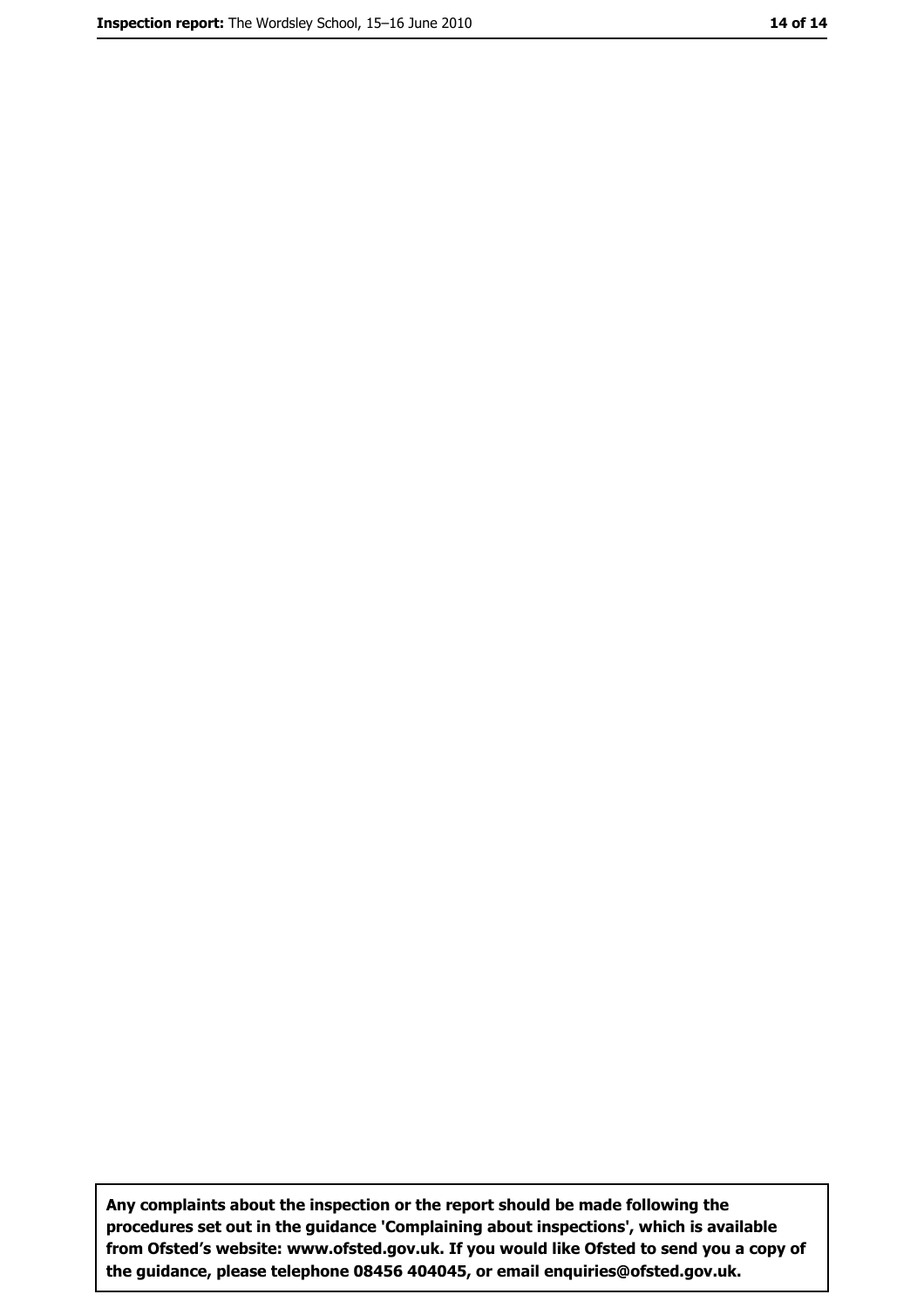**Any complaints about the inspection or the report should be made following the procedures set out in the guidance 'Complaining about inspections', which is available from Ofsted's website: www.ofsted.gov.uk. If you would like Ofsted to send you a copy of the guidance, please telephone 08456 404045, or email enquiries@ofsted.gov.uk.**